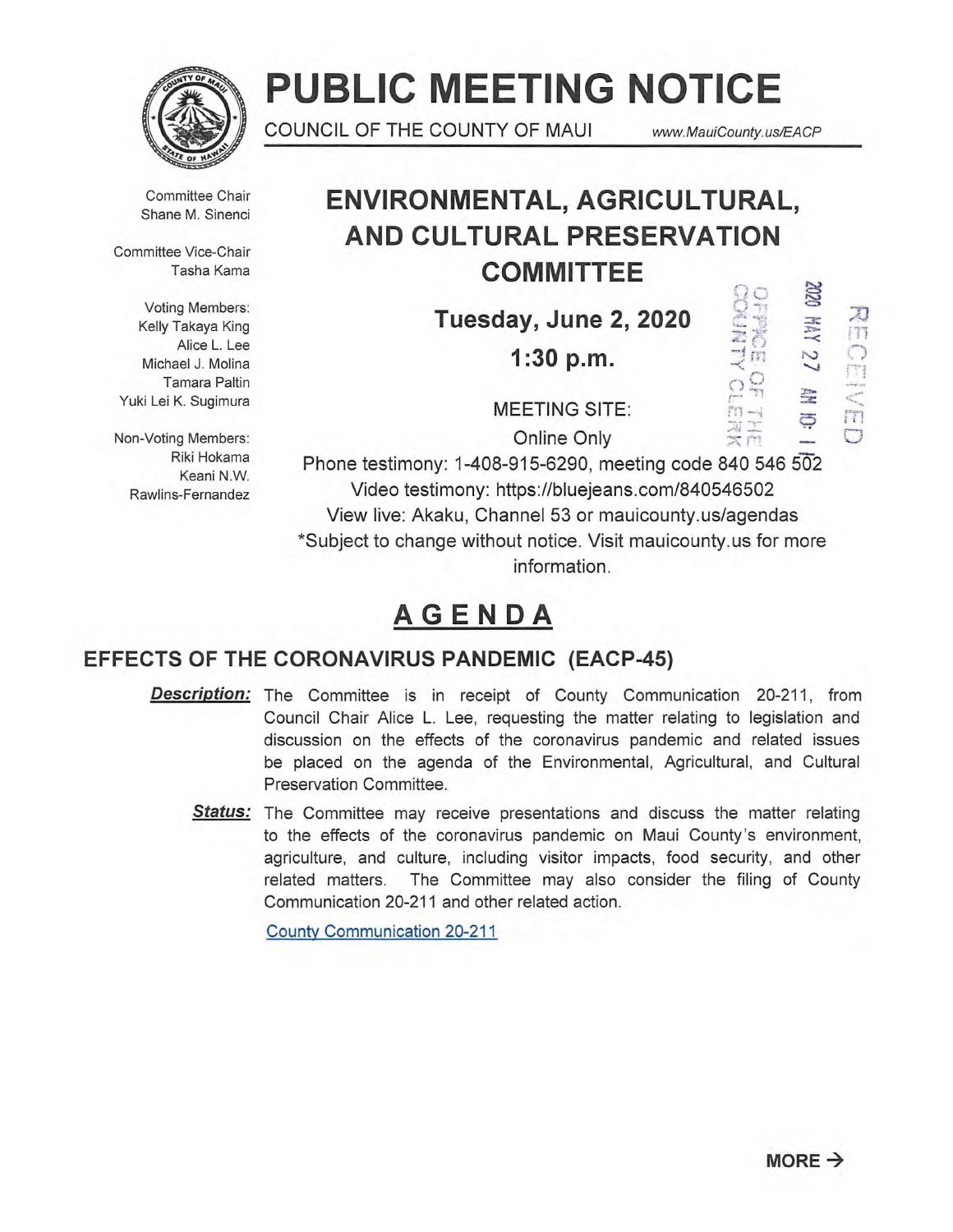# PUBLIC MEETING NOTICE

COUNCIL OF THE COUNTY OF MAUI www.MauiCounty.us/EACP

Committee Chair
Shane M. Sinenci

Committee Vice-Chair
Tasha Kama

Voting Members:
Kelly Takaya King
Alice L. Lee
Michael J. Molina
Tamara Paltin
Yuki Lei K. Sugimura

Non-Voting Members:
Riki Hokama
Keani N.W. Rawlins-Fernandez

## ENVIRONMENTAL, AGRICULTURAL, AND CULTURAL PRESERVATION COMMITTEE

**Tuesday, June 2, 2020**

**1:30 p.m.**

MEETING SITE:
Online Only

Phone testimony: 1-408-915-6290, meeting code 840 546 502
Video testimony: https://bluejeans.com/840546502
View live: Akaku, Channel 53 or mauicounty.us/agendas
*Subject to change without notice. Visit mauicounty.us for more information.

2020 MAY 27 AM 10: 11
OFFICE OF THE COUNTY CLERK
RECEIVED

## AGENDA

### EFFECTS OF THE CORONAVIRUS PANDEMIC (EACP-45)

***Description:*** The Committee is in receipt of County Communication 20-211, from Council Chair Alice L. Lee, requesting the matter relating to legislation and discussion on the effects of the coronavirus pandemic and related issues be placed on the agenda of the Environmental, Agricultural, and Cultural Preservation Committee.

***Status:*** The Committee may receive presentations and discuss the matter relating to the effects of the coronavirus pandemic on Maui County's environment, agriculture, and culture, including visitor impacts, food security, and other related matters. The Committee may also consider the filing of County Communication 20-211 and other related action.

County Communication 20-211

**MORE →**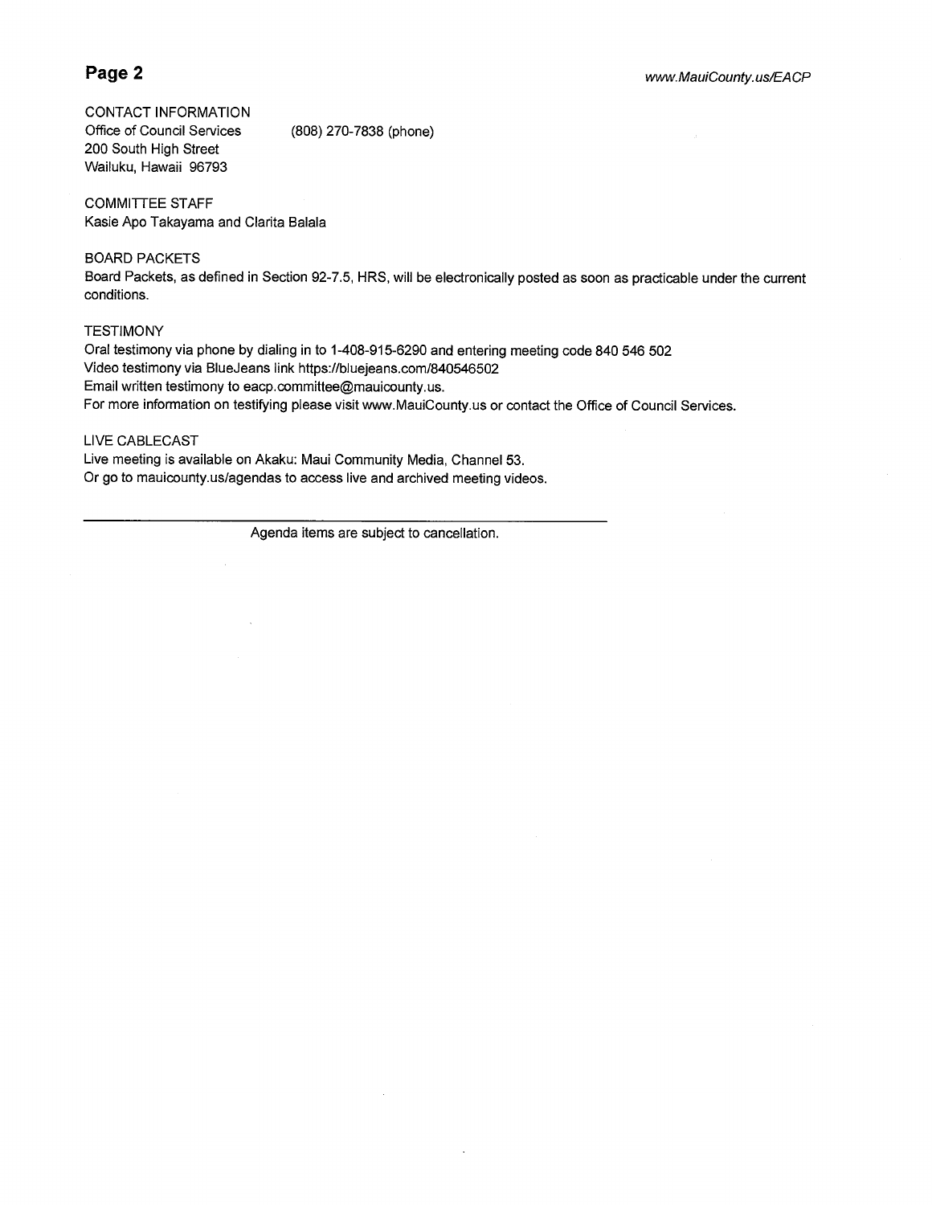CONTACT INFORMATION

Office of Council Services (808) 270-7838 (phone)
200 South High Street
Wailuku, Hawaii 96793

COMMITTEE STAFF

Kasie Apo Takayama and Clarita Balala

BOARD PACKETS

Board Packets, as defined in Section 92-7.5, HRS, will be electronically posted as soon as practicable under the current conditions.

TESTIMONY

Oral testimony via phone by dialing in to 1-408-915-6290 and entering meeting code 840 546 502
Video testimony via BlueJeans link https://bluejeans.com/840546502
Email written testimony to eacp.committee@mauicounty.us.
For more information on testifying please visit www.MauiCounty.us or contact the Office of Council Services.

LIVE CABLECAST

Live meeting is available on Akaku: Maui Community Media, Channel 53.
Or go to mauicounty.us/agendas to access live and archived meeting videos.

---

Agenda items are subject to cancellation.